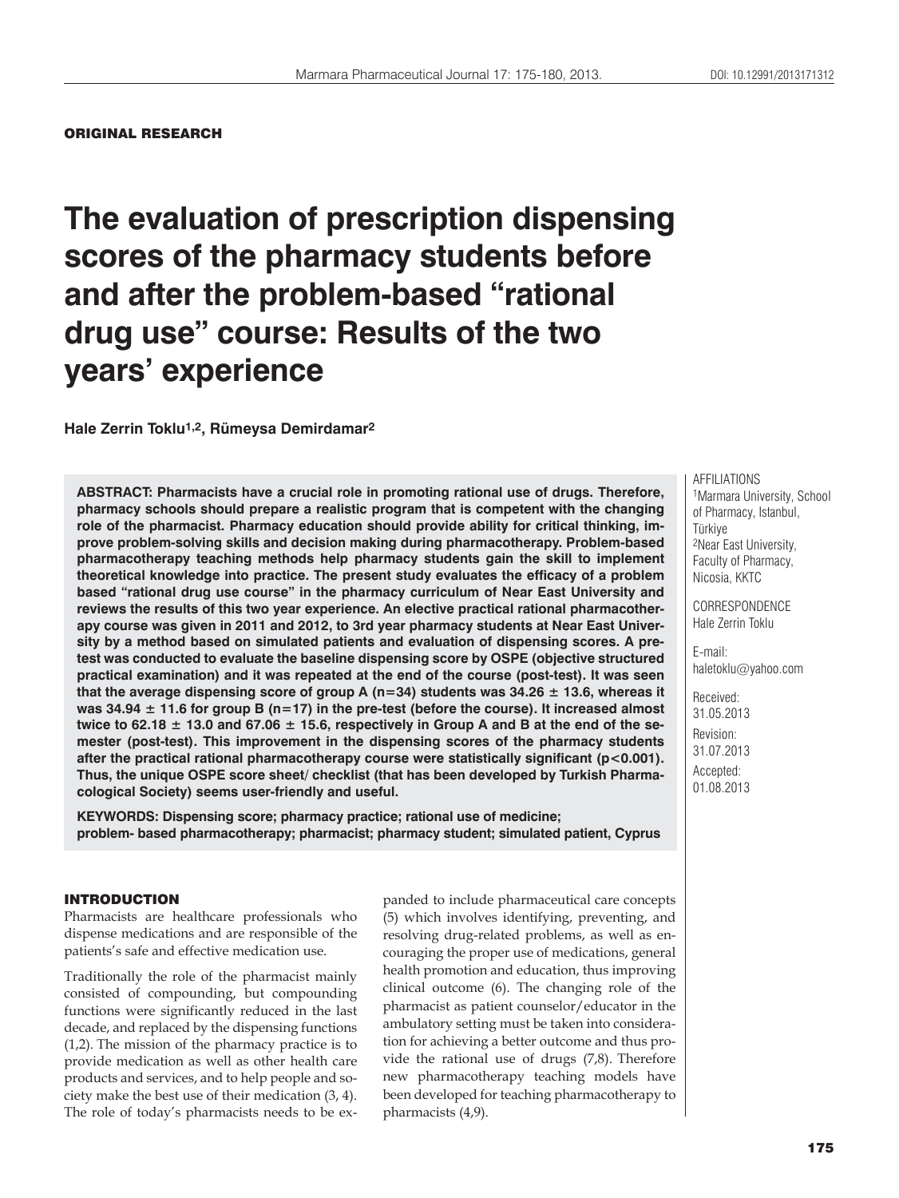ORIGINAL RESEARCH

# The evaluation of prescription dispensing scores of the pharmacy students before and after the problem-based "rational drug use" course: Results of the two years' experience

**Hale Zerrin Toklu[1,2], Rümeysa Demirdamar[2]**

AFFILIATIONS
[1]Marmara University, School of Pharmacy, Istanbul, Türkiye
[2]Near East University, Faculty of Pharmacy, Nicosia, KKTC

CORRESPONDENCE
Hale Zerrin Toklu

E-mail:
haletoklu@yahoo.com

Received:
31.05.2013
Revision:
31.07.2013
Accepted:
01.08.2013

**ABSTRACT: Pharmacists have a crucial role in promoting rational use of drugs. Therefore, pharmacy schools should prepare a realistic program that is competent with the changing role of the pharmacist. Pharmacy education should provide ability for critical thinking, improve problem-solving skills and decision making during pharmacotherapy. Problem-based pharmacotherapy teaching methods help pharmacy students gain the skill to implement theoretical knowledge into practice. The present study evaluates the efficacy of a problem based "rational drug use course" in the pharmacy curriculum of Near East University and reviews the results of this two year experience. An elective practical rational pharmacotherapy course was given in 2011 and 2012, to 3rd year pharmacy students at Near East University by a method based on simulated patients and evaluation of dispensing scores. A pre-test was conducted to evaluate the baseline dispensing score by OSPE (objective structured practical examination) and it was repeated at the end of the course (post-test). It was seen that the average dispensing score of group A (n=34) students was 34.26 ± 13.6, whereas it was 34.94 ± 11.6 for group B (n=17) in the pre-test (before the course). It increased almost twice to 62.18 ± 13.0 and 67.06 ± 15.6, respectively in Group A and B at the end of the semester (post-test). This improvement in the dispensing scores of the pharmacy students after the practical rational pharmacotherapy course were statistically significant ($p<0.001$). Thus, the unique OSPE score sheet/ checklist (that has been developed by Turkish Pharmacological Society) seems user-friendly and useful.**

**KEYWORDS: Dispensing score; pharmacy practice; rational use of medicine; problem- based pharmacotherapy; pharmacist; pharmacy student; simulated patient, Cyprus**

## INTRODUCTION

Pharmacists are healthcare professionals who dispense medications and are responsible of the patients's safe and effective medication use.

Traditionally the role of the pharmacist mainly consisted of compounding, but compounding functions were significantly reduced in the last decade, and replaced by the dispensing functions (1,2). The mission of the pharmacy practice is to provide medication as well as other health care products and services, and to help people and society make the best use of their medication (3, 4). The role of today's pharmacists needs to be expanded to include pharmaceutical care concepts (5) which involves identifying, preventing, and resolving drug-related problems, as well as encouraging the proper use of medications, general health promotion and education, thus improving clinical outcome (6). The changing role of the pharmacist as patient counselor/educator in the ambulatory setting must be taken into consideration for achieving a better outcome and thus provide the rational use of drugs (7,8). Therefore new pharmacotherapy teaching models have been developed for teaching pharmacotherapy to pharmacists (4,9).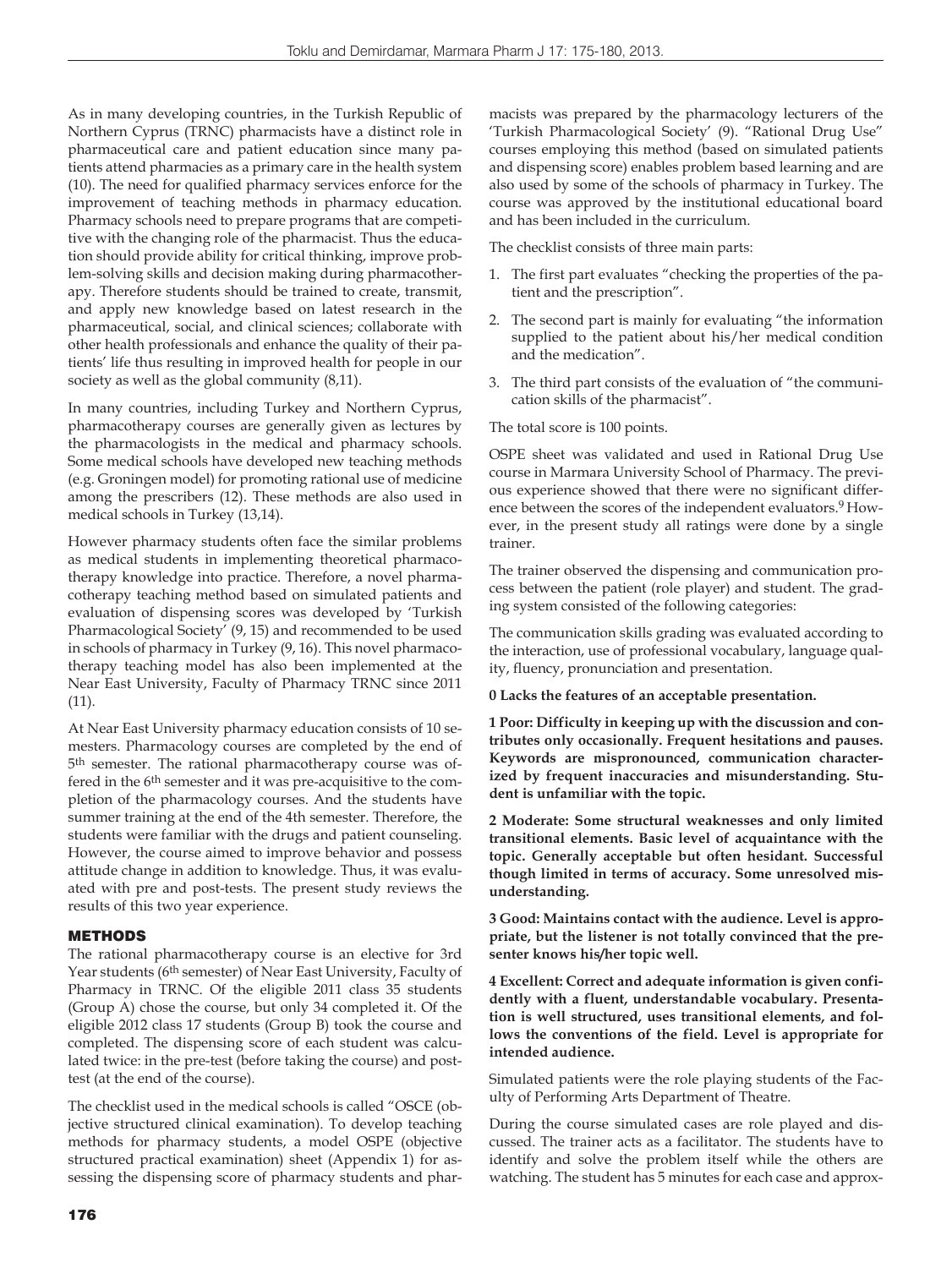As in many developing countries, in the Turkish Republic of Northern Cyprus (TRNC) pharmacists have a distinct role in pharmaceutical care and patient education since many patients attend pharmacies as a primary care in the health system (10). The need for qualified pharmacy services enforce for the improvement of teaching methods in pharmacy education. Pharmacy schools need to prepare programs that are competitive with the changing role of the pharmacist. Thus the education should provide ability for critical thinking, improve problem-solving skills and decision making during pharmacotherapy. Therefore students should be trained to create, transmit, and apply new knowledge based on latest research in the pharmaceutical, social, and clinical sciences; collaborate with other health professionals and enhance the quality of their patients' life thus resulting in improved health for people in our society as well as the global community (8,11).

In many countries, including Turkey and Northern Cyprus, pharmacotherapy courses are generally given as lectures by the pharmacologists in the medical and pharmacy schools. Some medical schools have developed new teaching methods (e.g. Groningen model) for promoting rational use of medicine among the prescribers (12). These methods are also used in medical schools in Turkey (13,14).

However pharmacy students often face the similar problems as medical students in implementing theoretical pharmacotherapy knowledge into practice. Therefore, a novel pharmacotherapy teaching method based on simulated patients and evaluation of dispensing scores was developed by 'Turkish Pharmacological Society' (9, 15) and recommended to be used in schools of pharmacy in Turkey (9, 16). This novel pharmacotherapy teaching model has also been implemented at the Near East University, Faculty of Pharmacy TRNC since 2011 (11).

At Near East University pharmacy education consists of 10 semesters. Pharmacology courses are completed by the end of 5th semester. The rational pharmacotherapy course was offered in the 6th semester and it was pre-acquisitive to the completion of the pharmacology courses. And the students have summer training at the end of the 4th semester. Therefore, the students were familiar with the drugs and patient counseling. However, the course aimed to improve behavior and possess attitude change in addition to knowledge. Thus, it was evaluated with pre and post-tests. The present study reviews the results of this two year experience.

## METHODS

The rational pharmacotherapy course is an elective for 3rd Year students (6th semester) of Near East University, Faculty of Pharmacy in TRNC. Of the eligible 2011 class 35 students (Group A) chose the course, but only 34 completed it. Of the eligible 2012 class 17 students (Group B) took the course and completed. The dispensing score of each student was calculated twice: in the pre-test (before taking the course) and post-test (at the end of the course).

The checklist used in the medical schools is called "OSCE (objective structured clinical examination). To develop teaching methods for pharmacy students, a model OSPE (objective structured practical examination) sheet (Appendix 1) for assessing the dispensing score of pharmacy students and pharmacists was prepared by the pharmacology lecturers of the 'Turkish Pharmacological Society' (9). "Rational Drug Use" courses employing this method (based on simulated patients and dispensing score) enables problem based learning and are also used by some of the schools of pharmacy in Turkey. The course was approved by the institutional educational board and has been included in the curriculum.

The checklist consists of three main parts:

1. The first part evaluates "checking the properties of the patient and the prescription".
2. The second part is mainly for evaluating "the information supplied to the patient about his/her medical condition and the medication".
3. The third part consists of the evaluation of "the communication skills of the pharmacist".

The total score is 100 points.

OSPE sheet was validated and used in Rational Drug Use course in Marmara University School of Pharmacy. The previous experience showed that there were no significant difference between the scores of the independent evaluators.[9] However, in the present study all ratings were done by a single trainer.

The trainer observed the dispensing and communication process between the patient (role player) and student. The grading system consisted of the following categories:

The communication skills grading was evaluated according to the interaction, use of professional vocabulary, language quality, fluency, pronunciation and presentation.

**0 Lacks the features of an acceptable presentation.**

**1 Poor: Difficulty in keeping up with the discussion and contributes only occasionally. Frequent hesitations and pauses. Keywords are mispronounced, communication characterized by frequent inaccuracies and misunderstanding. Student is unfamiliar with the topic.**

**2 Moderate: Some structural weaknesses and only limited transitional elements. Basic level of acquaintance with the topic. Generally acceptable but often hesidant. Successful though limited in terms of accuracy. Some unresolved misunderstanding.**

**3 Good: Maintains contact with the audience. Level is appropriate, but the listener is not totally convinced that the presenter knows his/her topic well.**

**4 Excellent: Correct and adequate information is given confidently with a fluent, understandable vocabulary. Presentation is well structured, uses transitional elements, and follows the conventions of the field. Level is appropriate for intended audience.**

Simulated patients were the role playing students of the Faculty of Performing Arts Department of Theatre.

During the course simulated cases are role played and discussed. The trainer acts as a facilitator. The students have to identify and solve the problem itself while the others are watching. The student has 5 minutes for each case and approx-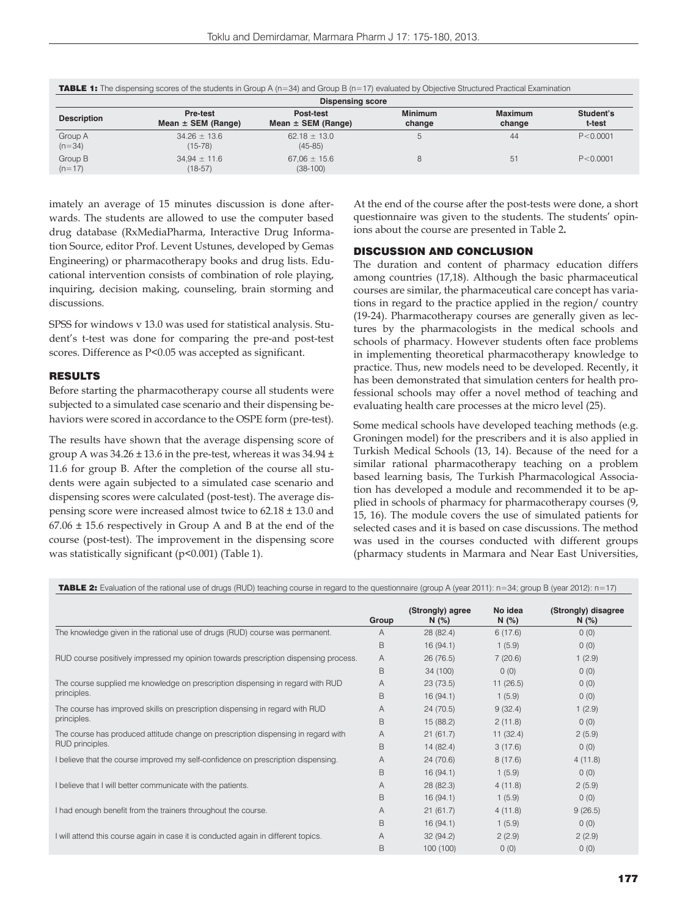**TABLE 1:** The dispensing scores of the students in Group A (n=34) and Group B (n=17) evaluated by Objective Structured Practical Examination

| Description | Dispensing score | | | | |
|---|---|---|---|---|---|
| | Pre-test Mean ± SEM (Range) | Post-test Mean ± SEM (Range) | Minimum change | Maximum change | Student's t-test |
| Group A (n=34) | 34.26 ± 13.6 (15-78) | 62.18 ± 13.0 (45-85) | 5 | 44 | P<0.0001 |
| Group B (n=17) | 34,94 ± 11.6 (18-57) | 67,06 ± 15.6 (38-100) | 8 | 51 | P<0.0001 |

imately an average of 15 minutes discussion is done afterwards. The students are allowed to use the computer based drug database (RxMediaPharma, Interactive Drug Information Source, editor Prof. Levent Ustunes, developed by Gemas Engineering) or pharmacotherapy books and drug lists. Educational intervention consists of combination of role playing, inquiring, decision making, counseling, brain storming and discussions.

SPSS for windows v 13.0 was used for statistical analysis. Student's t-test was done for comparing the pre-and post-test scores. Difference as $P<0.05$ was accepted as significant.

## RESULTS

Before starting the pharmacotherapy course all students were subjected to a simulated case scenario and their dispensing behaviors were scored in accordance to the OSPE form (pre-test).

The results have shown that the average dispensing score of group A was 34.26 ± 13.6 in the pre-test, whereas it was 34.94 ± 11.6 for group B. After the completion of the course all students were again subjected to a simulated case scenario and dispensing scores were calculated (post-test). The average dispensing score were increased almost twice to 62.18 ± 13.0 and 67.06 ± 15.6 respectively in Group A and B at the end of the course (post-test). The improvement in the dispensing score was statistically significant ($p<0.001$) (Table 1).

At the end of the course after the post-tests were done, a short questionnaire was given to the students. The students' opinions about the course are presented in Table 2**.**

## DISCUSSION AND CONCLUSION

The duration and content of pharmacy education differs among countries (17,18). Although the basic pharmaceutical courses are similar, the pharmaceutical care concept has variations in regard to the practice applied in the region/ country (19-24). Pharmacotherapy courses are generally given as lectures by the pharmacologists in the medical schools and schools of pharmacy. However students often face problems in implementing theoretical pharmacotherapy knowledge to practice. Thus, new models need to be developed. Recently, it has been demonstrated that simulation centers for health professional schools may offer a novel method of teaching and evaluating health care processes at the micro level (25).

Some medical schools have developed teaching methods (e.g. Groningen model) for the prescribers and it is also applied in Turkish Medical Schools (13, 14). Because of the need for a similar rational pharmacotherapy teaching on a problem based learning basis, The Turkish Pharmacological Association has developed a module and recommended it to be applied in schools of pharmacy for pharmacotherapy courses (9, 15, 16). The module covers the use of simulated patients for selected cases and it is based on case discussions. The method was used in the courses conducted with different groups (pharmacy students in Marmara and Near East Universities,

**TABLE 2:** Evaluation of the rational use of drugs (RUD) teaching course in regard to the questionnaire (group A (year 2011): n=34; group B (year 2012): n=17)

| | Group | (Strongly) agree N (%) | No idea N (%) | (Strongly) disagree N (%) |
|---|---|---|---|---|
| The knowledge given in the rational use of drugs (RUD) course was permanent. | A | 28 (82.4) | 6 (17.6) | 0 (0) |
| | B | 16 (94.1) | 1 (5.9) | 0 (0) |
| RUD course positively impressed my opinion towards prescription dispensing process. | A | 26 (76.5) | 7 (20.6) | 1 (2.9) |
| | B | 34 (100) | 0 (0) | 0 (0) |
| The course supplied me knowledge on prescription dispensing in regard with RUD principles. | A | 23 (73.5) | 11 (26.5) | 0 (0) |
| | B | 16 (94.1) | 1 (5.9) | 0 (0) |
| The course has improved skills on prescription dispensing in regard with RUD principles. | A | 24 (70.5) | 9 (32.4) | 1 (2.9) |
| | B | 15 (88.2) | 2 (11.8) | 0 (0) |
| The course has produced attitude change on prescription dispensing in regard with RUD principles. | A | 21 (61.7) | 11 (32.4) | 2 (5.9) |
| | B | 14 (82.4) | 3 (17.6) | 0 (0) |
| I believe that the course improved my self-confidence on prescription dispensing. | A | 24 (70.6) | 8 (17.6) | 4 (11.8) |
| | B | 16 (94.1) | 1 (5.9) | 0 (0) |
| I believe that I will better communicate with the patients. | A | 28 (82.3) | 4 (11.8) | 2 (5.9) |
| | B | 16 (94.1) | 1 (5.9) | 0 (0) |
| I had enough benefit from the trainers throughout the course. | A | 21 (61.7) | 4 (11.8) | 9 (26.5) |
| | B | 16 (94.1) | 1 (5.9) | 0 (0) |
| I will attend this course again in case it is conducted again in different topics. | A | 32 (94.2) | 2 (2.9) | 2 (2.9) |
| | B | 100 (100) | 0 (0) | 0 (0) |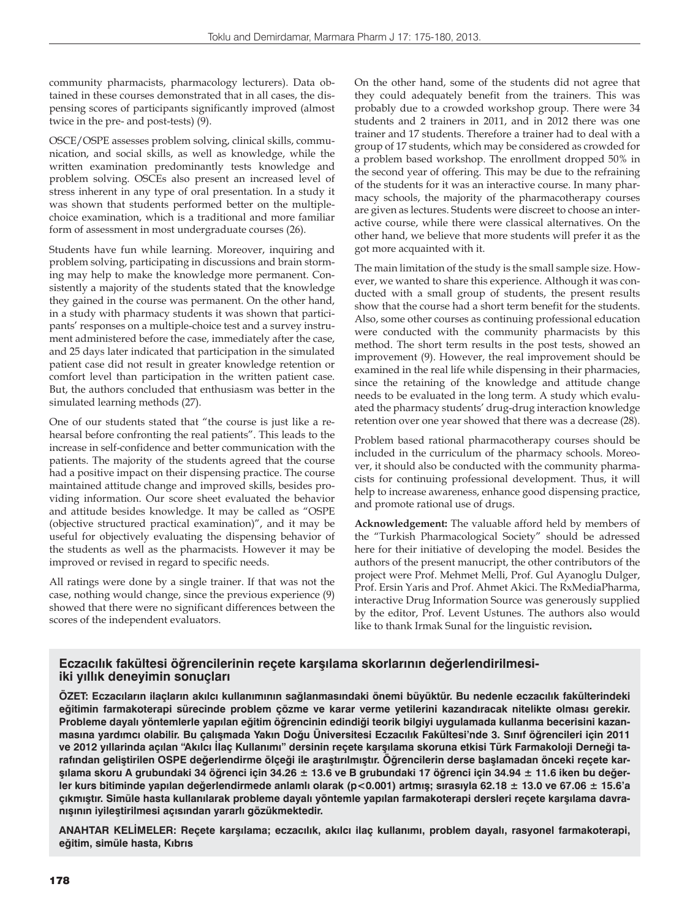community pharmacists, pharmacology lecturers). Data obtained in these courses demonstrated that in all cases, the dispensing scores of participants significantly improved (almost twice in the pre- and post-tests) (9).

OSCE/OSPE assesses problem solving, clinical skills, communication, and social skills, as well as knowledge, while the written examination predominantly tests knowledge and problem solving. OSCEs also present an increased level of stress inherent in any type of oral presentation. In a study it was shown that students performed better on the multiple-choice examination, which is a traditional and more familiar form of assessment in most undergraduate courses (26).

Students have fun while learning. Moreover, inquiring and problem solving, participating in discussions and brain storming may help to make the knowledge more permanent. Consistently a majority of the students stated that the knowledge they gained in the course was permanent. On the other hand, in a study with pharmacy students it was shown that participants' responses on a multiple-choice test and a survey instrument administered before the case, immediately after the case, and 25 days later indicated that participation in the simulated patient case did not result in greater knowledge retention or comfort level than participation in the written patient case. But, the authors concluded that enthusiasm was better in the simulated learning methods (27).

One of our students stated that "the course is just like a rehearsal before confronting the real patients". This leads to the increase in self-confidence and better communication with the patients. The majority of the students agreed that the course had a positive impact on their dispensing practice. The course maintained attitude change and improved skills, besides providing information. Our score sheet evaluated the behavior and attitude besides knowledge. It may be called as "OSPE (objective structured practical examination)", and it may be useful for objectively evaluating the dispensing behavior of the students as well as the pharmacists. However it may be improved or revised in regard to specific needs.

All ratings were done by a single trainer. If that was not the case, nothing would change, since the previous experience (9) showed that there were no significant differences between the scores of the independent evaluators.

On the other hand, some of the students did not agree that they could adequately benefit from the trainers. This was probably due to a crowded workshop group. There were 34 students and 2 trainers in 2011, and in 2012 there was one trainer and 17 students. Therefore a trainer had to deal with a group of 17 students, which may be considered as crowded for a problem based workshop. The enrollment dropped 50% in the second year of offering. This may be due to the refraining of the students for it was an interactive course. In many pharmacy schools, the majority of the pharmacotherapy courses are given as lectures. Students were discreet to choose an interactive course, while there were classical alternatives. On the other hand, we believe that more students will prefer it as the got more acquainted with it.

The main limitation of the study is the small sample size. However, we wanted to share this experience. Although it was conducted with a small group of students, the present results show that the course had a short term benefit for the students. Also, some other courses as continuing professional education were conducted with the community pharmacists by this method. The short term results in the post tests, showed an improvement (9). However, the real improvement should be examined in the real life while dispensing in their pharmacies, since the retaining of the knowledge and attitude change needs to be evaluated in the long term. A study which evaluated the pharmacy students' drug-drug interaction knowledge retention over one year showed that there was a decrease (28).

Problem based rational pharmacotherapy courses should be included in the curriculum of the pharmacy schools. Moreover, it should also be conducted with the community pharmacists for continuing professional development. Thus, it will help to increase awareness, enhance good dispensing practice, and promote rational use of drugs.

**Acknowledgement:** The valuable afford held by members of the "Turkish Pharmacological Society" should be adressed here for their initiative of developing the model. Besides the authors of the present manucript, the other contributors of the project were Prof. Mehmet Melli, Prof. Gul Ayanoglu Dulger, Prof. Ersin Yaris and Prof. Ahmet Akici. The RxMediaPharma, interactive Drug Information Source was generously supplied by the editor, Prof. Levent Ustunes. The authors also would like to thank Irmak Sunal for the linguistic revision**.**

## Eczacılık fakültesi öğrencilerinin reçete karşılama skorlarının değerlendirilmesi-iki yıllık deneyimin sonuçları

**ÖZET: Eczacıların ilaçların akılcı kullanımının sağlanmasındaki önemi büyüktür. Bu nedenle eczacılık fakülterindeki eğitimin farmakoterapi sürecinde problem çözme ve karar verme yetilerini kazandıracak nitelikte olması gerekir. Probleme dayalı yöntemlerle yapılan eğitim öğrencinin edindiği teorik bilgiyi uygulamada kullanma becerisini kazanmasına yardımcı olabilir. Bu çalışmada Yakın Doğu Üniversitesi Eczacılık Fakültesi'nde 3. Sınıf öğrencileri için 2011 ve 2012 yıllarinda açılan "Akılcı İlaç Kullanımı" dersinin reçete karşılama skoruna etkisi Türk Farmakoloji Derneği tarafından geliştirilen OSPE değerlendirme ölçeği ile araştırılmıştır. Öğrencilerin derse başlamadan önceki reçete karşılama skoru A grubundaki 34 öğrenci için 34.26 ± 13.6 ve B grubundaki 17 öğrenci için 34.94 ± 11.6 iken bu değerler kurs bitiminde yapılan değerlendirmede anlamlı olarak ($p<0.001$) artmış; sırasıyla 62.18 ± 13.0 ve 67.06 ± 15.6'a çıkmıştır. Simüle hasta kullanılarak probleme dayalı yöntemle yapılan farmakoterapi dersleri reçete karşılama davranışının iyileştirilmesi açısından yararlı gözükmektedir.**

**ANAHTAR KELİMELER: Reçete karşılama; eczacılık, akılcı ilaç kullanımı, problem dayalı, rasyonel farmakoterapi, eğitim, simüle hasta, Kıbrıs**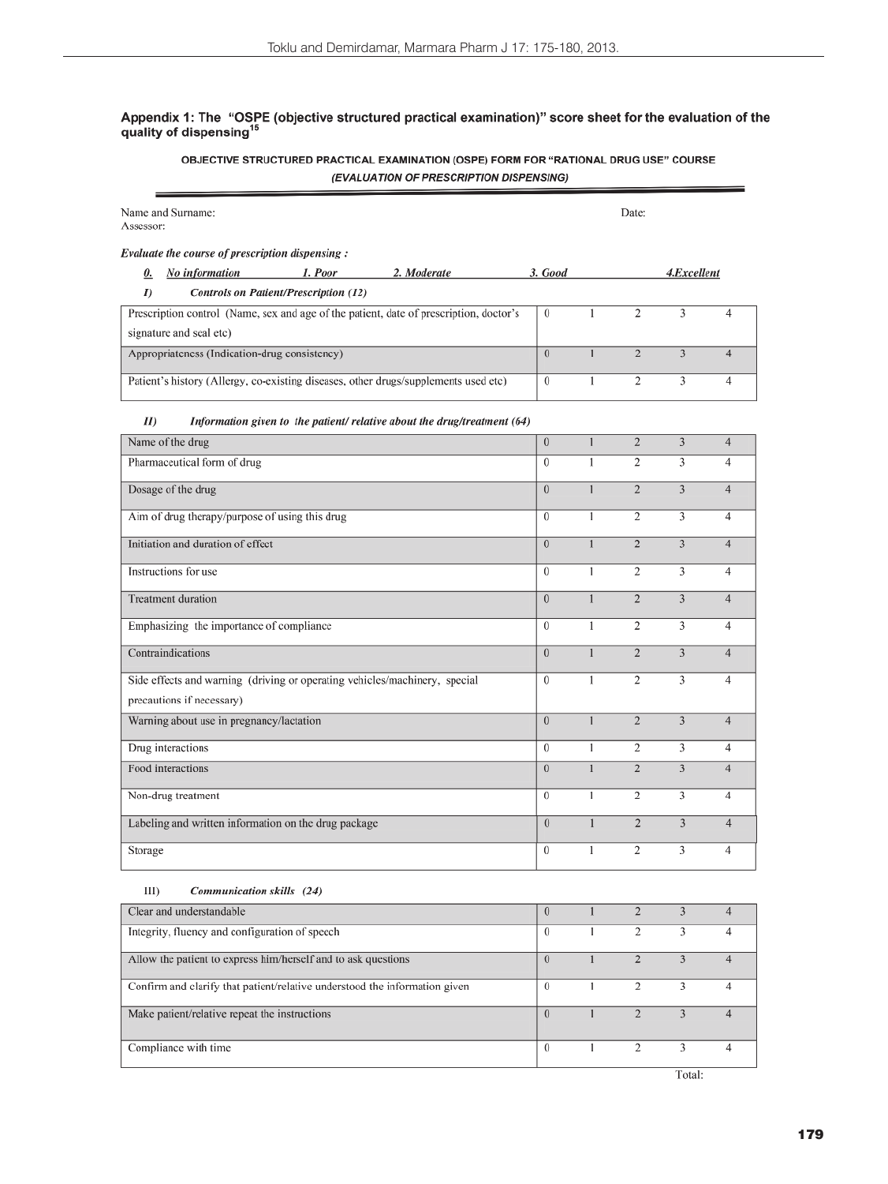### Appendix 1: The "OSPE (objective structured practical examination)" score sheet for the evaluation of the quality of dispensing[15]

**OBJECTIVE STRUCTURED PRACTICAL EXAMINATION (OSPE) FORM FOR "RATIONAL DRUG USE" COURSE**

***(EVALUATION OF PRESCRIPTION DISPENSING)***

Name and Surname: Date:
Assessor:

***Evaluate the course of prescription dispensing :***

***0. No information 1. Poor 2. Moderate 3. Good 4.Excellent***

***I) Controls on Patient/Prescription (12)***

| | | | | | |
|---|---|---|---|---|---|
| Prescription control (Name, sex and age of the patient, date of prescription, doctor's signature and seal etc) | 0 | 1 | 2 | 3 | 4 |
| Appropriateness (Indication-drug consistency) | 0 | 1 | 2 | 3 | 4 |
| Patient's history (Allergy, co-existing diseases, other drugs/supplements used etc) | 0 | 1 | 2 | 3 | 4 |

***II) Information given to the patient/ relative about the drug/treatment (64)***

| | | | | | |
|---|---|---|---|---|---|
| Name of the drug | 0 | 1 | 2 | 3 | 4 |
| Pharmaceutical form of drug | 0 | 1 | 2 | 3 | 4 |
| Dosage of the drug | 0 | 1 | 2 | 3 | 4 |
| Aim of drug therapy/purpose of using this drug | 0 | 1 | 2 | 3 | 4 |
| Initiation and duration of effect | 0 | 1 | 2 | 3 | 4 |
| Instructions for use | 0 | 1 | 2 | 3 | 4 |
| Treatment duration | 0 | 1 | 2 | 3 | 4 |
| Emphasizing the importance of compliance | 0 | 1 | 2 | 3 | 4 |
| Contraindications | 0 | 1 | 2 | 3 | 4 |
| Side effects and warning (driving or operating vehicles/machinery, special precautions if necessary) | 0 | 1 | 2 | 3 | 4 |
| Warning about use in pregnancy/lactation | 0 | 1 | 2 | 3 | 4 |
| Drug interactions | 0 | 1 | 2 | 3 | 4 |
| Food interactions | 0 | 1 | 2 | 3 | 4 |
| Non-drug treatment | 0 | 1 | 2 | 3 | 4 |
| Labeling and written information on the drug package | 0 | 1 | 2 | 3 | 4 |
| Storage | 0 | 1 | 2 | 3 | 4 |

**III) *Communication skills (24)***

| | | | | | |
|---|---|---|---|---|---|
| Clear and understandable | 0 | 1 | 2 | 3 | 4 |
| Integrity, fluency and configuration of speech | 0 | 1 | 2 | 3 | 4 |
| Allow the patient to express him/herself and to ask questions | 0 | 1 | 2 | 3 | 4 |
| Confirm and clarify that patient/relative understood the information given | 0 | 1 | 2 | 3 | 4 |
| Make patient/relative repeat the instructions | 0 | 1 | 2 | 3 | 4 |
| Compliance with time | 0 | 1 | 2 | 3 | 4 |

Total: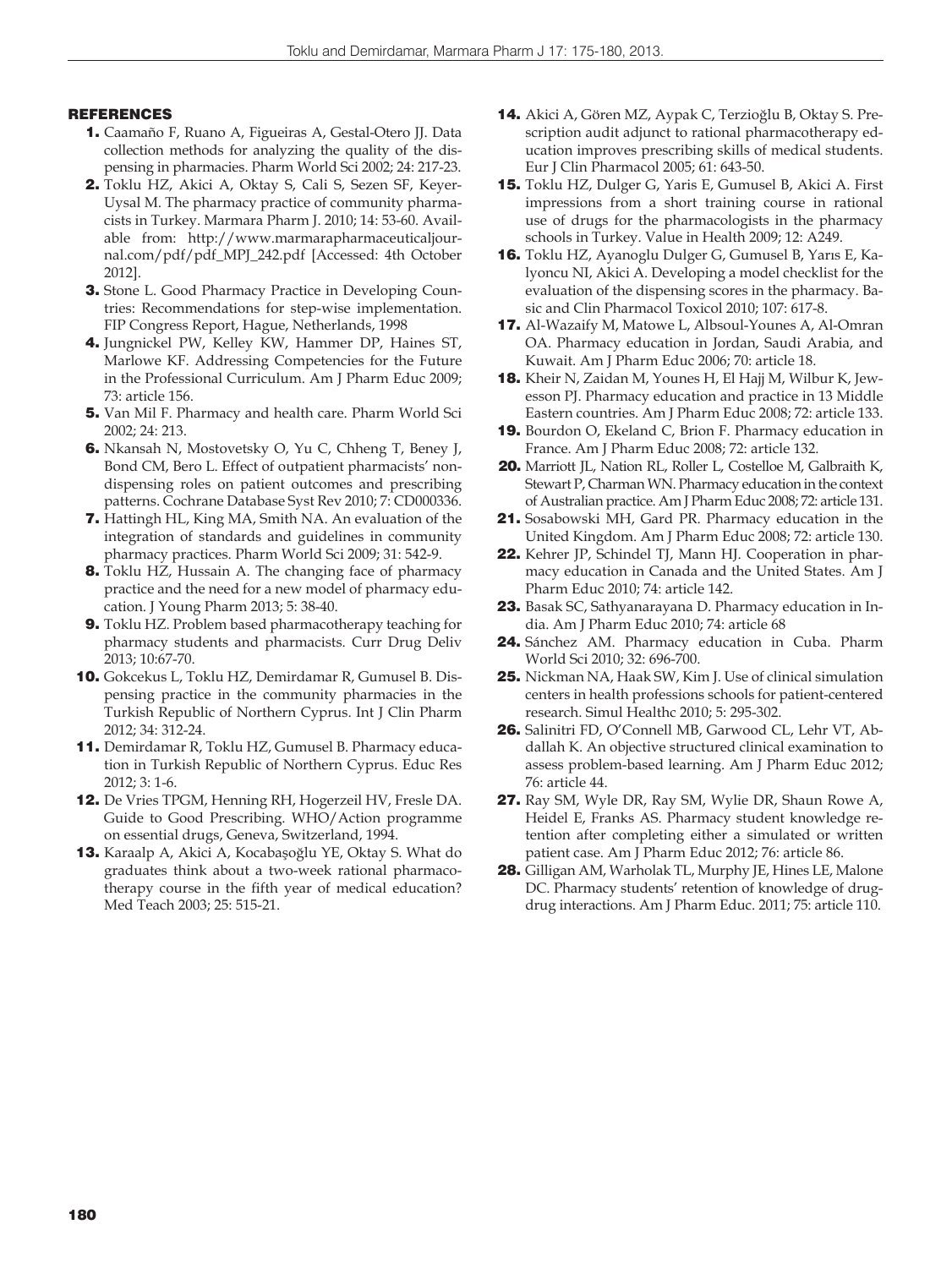## REFERENCES

1. Caamaño F, Ruano A, Figueiras A, Gestal-Otero JJ. Data collection methods for analyzing the quality of the dispensing in pharmacies. Pharm World Sci 2002; 24: 217-23.
2. Toklu HZ, Akici A, Oktay S, Cali S, Sezen SF, Keyer-Uysal M. The pharmacy practice of community pharmacists in Turkey. Marmara Pharm J. 2010; 14: 53-60. Available from: http://www.marmarapharmaceuticaljournal.com/pdf/pdf_MPJ_242.pdf [Accessed: 4th October 2012].
3. Stone L. Good Pharmacy Practice in Developing Countries: Recommendations for step-wise implementation. FIP Congress Report, Hague, Netherlands, 1998
4. Jungnickel PW, Kelley KW, Hammer DP, Haines ST, Marlowe KF. Addressing Competencies for the Future in the Professional Curriculum. Am J Pharm Educ 2009; 73: article 156.
5. Van Mil F. Pharmacy and health care. Pharm World Sci 2002; 24: 213.
6. Nkansah N, Mostovetsky O, Yu C, Chheng T, Beney J, Bond CM, Bero L. Effect of outpatient pharmacists' non-dispensing roles on patient outcomes and prescribing patterns. Cochrane Database Syst Rev 2010; 7: CD000336.
7. Hattingh HL, King MA, Smith NA. An evaluation of the integration of standards and guidelines in community pharmacy practices. Pharm World Sci 2009; 31: 542-9.
8. Toklu HZ, Hussain A. The changing face of pharmacy practice and the need for a new model of pharmacy education. J Young Pharm 2013; 5: 38-40.
9. Toklu HZ. Problem based pharmacotherapy teaching for pharmacy students and pharmacists. Curr Drug Deliv 2013; 10:67-70.
10. Gokcekus L, Toklu HZ, Demirdamar R, Gumusel B. Dispensing practice in the community pharmacies in the Turkish Republic of Northern Cyprus. Int J Clin Pharm 2012; 34: 312-24.
11. Demirdamar R, Toklu HZ, Gumusel B. Pharmacy education in Turkish Republic of Northern Cyprus. Educ Res 2012; 3: 1-6.
12. De Vries TPGM, Henning RH, Hogerzeil HV, Fresle DA. Guide to Good Prescribing. WHO/Action programme on essential drugs, Geneva, Switzerland, 1994.
13. Karaalp A, Akici A, Kocabaşoğlu YE, Oktay S. What do graduates think about a two-week rational pharmacotherapy course in the fifth year of medical education? Med Teach 2003; 25: 515-21.
14. Akici A, Gören MZ, Aypak C, Terzioğlu B, Oktay S. Prescription audit adjunct to rational pharmacotherapy education improves prescribing skills of medical students. Eur J Clin Pharmacol 2005; 61: 643-50.
15. Toklu HZ, Dulger G, Yaris E, Gumusel B, Akici A. First impressions from a short training course in rational use of drugs for the pharmacologists in the pharmacy schools in Turkey. Value in Health 2009; 12: A249.
16. Toklu HZ, Ayanoglu Dulger G, Gumusel B, Yarıs E, Kalyoncu NI, Akici A. Developing a model checklist for the evaluation of the dispensing scores in the pharmacy. Basic and Clin Pharmacol Toxicol 2010; 107: 617-8.
17. Al-Wazaify M, Matowe L, Albsoul-Younes A, Al-Omran OA. Pharmacy education in Jordan, Saudi Arabia, and Kuwait. Am J Pharm Educ 2006; 70: article 18.
18. Kheir N, Zaidan M, Younes H, El Hajj M, Wilbur K, Jewesson PJ. Pharmacy education and practice in 13 Middle Eastern countries. Am J Pharm Educ 2008; 72: article 133.
19. Bourdon O, Ekeland C, Brion F. Pharmacy education in France. Am J Pharm Educ 2008; 72: article 132.
20. Marriott JL, Nation RL, Roller L, Costelloe M, Galbraith K, Stewart P, Charman WN. Pharmacy education in the context of Australian practice. Am J Pharm Educ 2008; 72: article 131.
21. Sosabowski MH, Gard PR. Pharmacy education in the United Kingdom. Am J Pharm Educ 2008; 72: article 130.
22. Kehrer JP, Schindel TJ, Mann HJ. Cooperation in pharmacy education in Canada and the United States. Am J Pharm Educ 2010; 74: article 142.
23. Basak SC, Sathyanarayana D. Pharmacy education in India. Am J Pharm Educ 2010; 74: article 68
24. Sánchez AM. Pharmacy education in Cuba. Pharm World Sci 2010; 32: 696-700.
25. Nickman NA, Haak SW, Kim J. Use of clinical simulation centers in health professions schools for patient-centered research. Simul Healthc 2010; 5: 295-302.
26. Salinitri FD, O'Connell MB, Garwood CL, Lehr VT, Abdallah K. An objective structured clinical examination to assess problem-based learning. Am J Pharm Educ 2012; 76: article 44.
27. Ray SM, Wyle DR, Ray SM, Wylie DR, Shaun Rowe A, Heidel E, Franks AS. Pharmacy student knowledge retention after completing either a simulated or written patient case. Am J Pharm Educ 2012; 76: article 86.
28. Gilligan AM, Warholak TL, Murphy JE, Hines LE, Malone DC. Pharmacy students' retention of knowledge of drug-drug interactions. Am J Pharm Educ. 2011; 75: article 110.